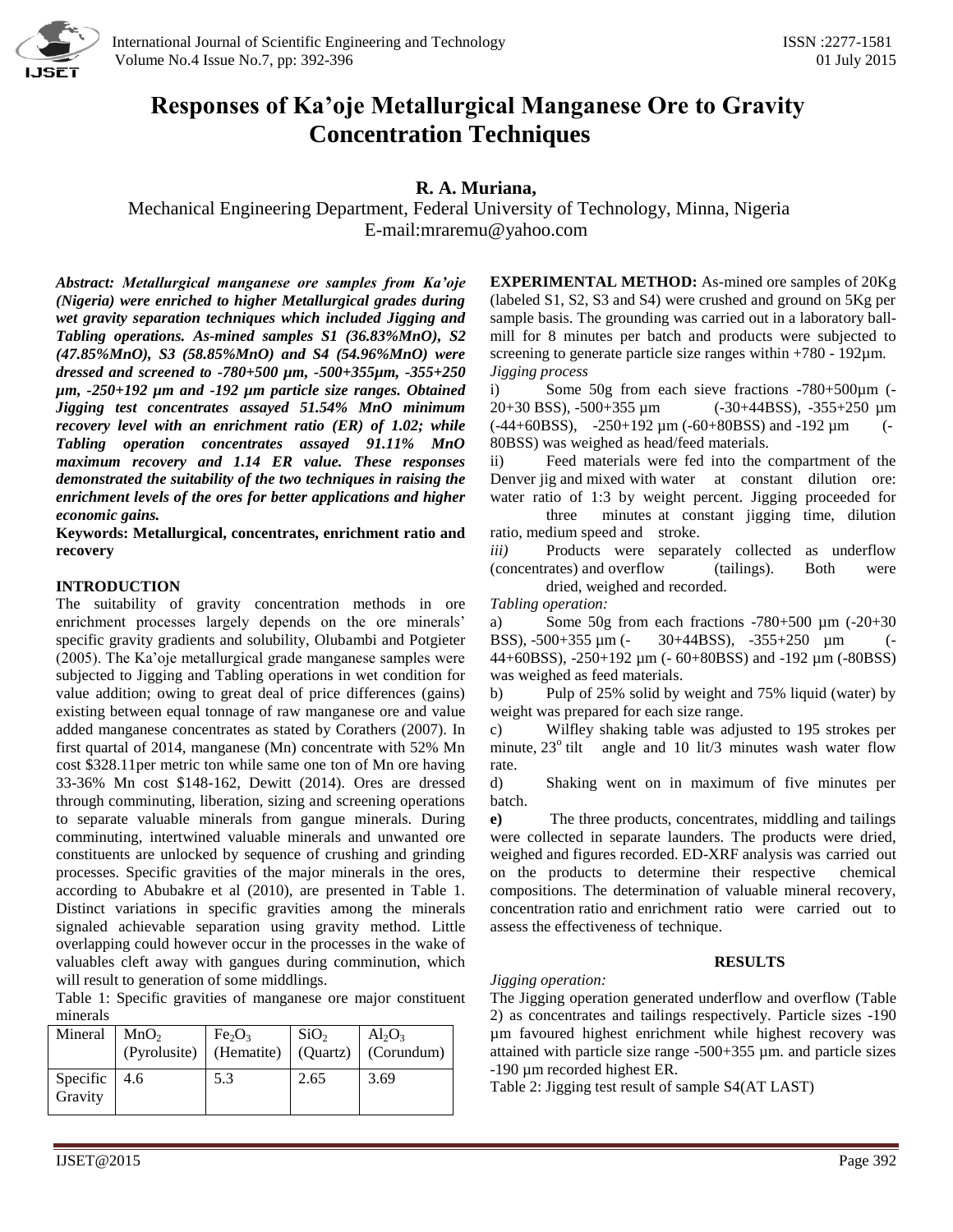# Responses of Ka'oje Metallurgical Manganese Ore to Gravity Concentration Techniques

**R. A. Muriana,**

Mechanical Engineering Department, Federal University of Technology, Minna, Nigeria
E-mail:mraremu@yahoo.com

***Abstract: Metallurgical manganese ore samples from Ka'oje (Nigeria) were enriched to higher Metallurgical grades during wet gravity separation techniques which included Jigging and Tabling operations. As-mined samples S1 (36.83%MnO), S2 (47.85%MnO), S3 (58.85%MnO) and S4 (54.96%MnO) were dressed and screened to -780+500 µm, -500+355µm, -355+250 µm, -250+192 µm and -192 µm particle size ranges. Obtained Jigging test concentrates assayed 51.54% MnO minimum recovery level with an enrichment ratio (ER) of 1.02; while Tabling operation concentrates assayed 91.11% MnO maximum recovery and 1.14 ER value. These responses demonstrated the suitability of the two techniques in raising the enrichment levels of the ores for better applications and higher economic gains.***

**Keywords: Metallurgical, concentrates, enrichment ratio and recovery**

## INTRODUCTION

The suitability of gravity concentration methods in ore enrichment processes largely depends on the ore minerals' specific gravity gradients and solubility, Olubambi and Potgieter (2005). The Ka'oje metallurgical grade manganese samples were subjected to Jigging and Tabling operations in wet condition for value addition; owing to great deal of price differences (gains) existing between equal tonnage of raw manganese ore and value added manganese concentrates as stated by Corathers (2007). In first quartal of 2014, manganese (Mn) concentrate with 52% Mn cost $328.11per metric ton while same one ton of Mn ore having 33-36% Mn cost $148-162, Dewitt (2014). Ores are dressed through comminuting, liberation, sizing and screening operations to separate valuable minerals from gangue minerals. During comminuting, intertwined valuable minerals and unwanted ore constituents are unlocked by sequence of crushing and grinding processes. Specific gravities of the major minerals in the ores, according to Abubakre et al (2010), are presented in Table 1. Distinct variations in specific gravities among the minerals signaled achievable separation using gravity method. Little overlapping could however occur in the processes in the wake of valuables cleft away with gangues during comminution, which will result to generation of some middlings.

Table 1: Specific gravities of manganese ore major constituent minerals

| Mineral | $MnO_2$ (Pyrolusite) | $Fe_2O_3$ (Hematite) | $SiO_2$ (Quartz) | $Al_2O_3$ (Corundum) |
|---|---|---|---|---|
| Specific Gravity | 4.6 | 5.3 | 2.65 | 3.69 |

**EXPERIMENTAL METHOD:** As-mined ore samples of 20Kg (labeled S1, S2, S3 and S4) were crushed and ground on 5Kg per sample basis. The grounding was carried out in a laboratory ball-mill for 8 minutes per batch and products were subjected to screening to generate particle size ranges within +780 - 192µm.

*Jigging process*

i) Some 50g from each sieve fractions -780+500µm (-20+30 BSS), -500+355 µm (-30+44BSS), -355+250 µm (-44+60BSS), -250+192 µm (-60+80BSS) and -192 µm (-80BSS) was weighed as head/feed materials.

ii) Feed materials were fed into the compartment of the Denver jig and mixed with water at constant dilution ore: water ratio of 1:3 by weight percent. Jigging proceeded for three minutes at constant jigging time, dilution ratio, medium speed and stroke.

*iii)* Products were separately collected as underflow (concentrates) and overflow (tailings). Both were dried, weighed and recorded.

*Tabling operation:*

a) Some 50g from each fractions -780+500 µm (-20+30 BSS), -500+355 µm (- 30+44BSS), -355+250 µm (-44+60BSS), -250+192 µm (- 60+80BSS) and -192 µm (-80BSS) was weighed as feed materials.

b) Pulp of 25% solid by weight and 75% liquid (water) by weight was prepared for each size range.

c) Wilfley shaking table was adjusted to 195 strokes per minute, 23° tilt angle and 10 lit/3 minutes wash water flow rate.

d) Shaking went on in maximum of five minutes per batch.

**e)** The three products, concentrates, middling and tailings were collected in separate launders. The products were dried, weighed and figures recorded. ED-XRF analysis was carried out on the products to determine their respective chemical compositions. The determination of valuable mineral recovery, concentration ratio and enrichment ratio were carried out to assess the effectiveness of technique.

## RESULTS

*Jigging operation:*

The Jigging operation generated underflow and overflow (Table 2) as concentrates and tailings respectively. Particle sizes -190 µm favoured highest enrichment while highest recovery was attained with particle size range -500+355 µm. and particle sizes -190 µm recorded highest ER.

Table 2: Jigging test result of sample S4(AT LAST)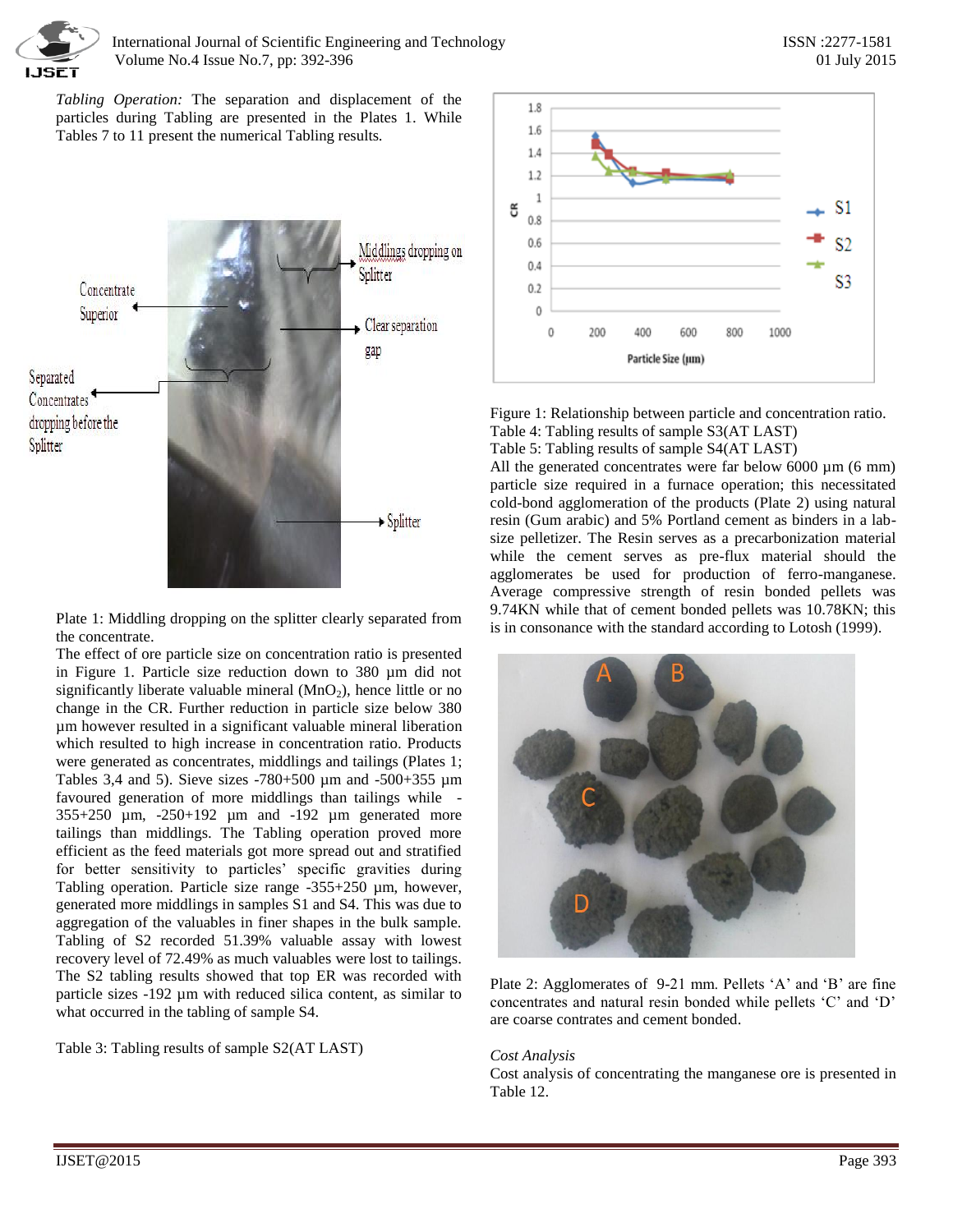*Tabling Operation:* The separation and displacement of the particles during Tabling are presented in the Plates 1. While Tables 7 to 11 present the numerical Tabling results.

Plate 1: Middling dropping on the splitter clearly separated from the concentrate.

The effect of ore particle size on concentration ratio is presented in Figure 1. Particle size reduction down to 380 µm did not significantly liberate valuable mineral ($MnO_2$), hence little or no change in the CR. Further reduction in particle size below 380 µm however resulted in a significant valuable mineral liberation which resulted to high increase in concentration ratio. Products were generated as concentrates, middlings and tailings (Plates 1; Tables 3,4 and 5). Sieve sizes -780+500 µm and -500+355 µm favoured generation of more middlings than tailings while -355+250 µm, -250+192 µm and -192 µm generated more tailings than middlings. The Tabling operation proved more efficient as the feed materials got more spread out and stratified for better sensitivity to particles' specific gravities during Tabling operation. Particle size range -355+250 µm, however, generated more middlings in samples S1 and S4. This was due to aggregation of the valuables in finer shapes in the bulk sample. Tabling of S2 recorded 51.39% valuable assay with lowest recovery level of 72.49% as much valuables were lost to tailings. The S2 tabling results showed that top ER was recorded with particle sizes -192 µm with reduced silica content, as similar to what occurred in the tabling of sample S4.

Table 3: Tabling results of sample S2(AT LAST)

Figure 1: Relationship between particle and concentration ratio.

Table 4: Tabling results of sample S3(AT LAST)

Table 5: Tabling results of sample S4(AT LAST)

All the generated concentrates were far below 6000 µm (6 mm) particle size required in a furnace operation; this necessitated cold-bond agglomeration of the products (Plate 2) using natural resin (Gum arabic) and 5% Portland cement as binders in a lab-size pelletizer. The Resin serves as a precarbonization material while the cement serves as pre-flux material should the agglomerates be used for production of ferro-manganese. Average compressive strength of resin bonded pellets was 9.74KN while that of cement bonded pellets was 10.78KN; this is in consonance with the standard according to Lotosh (1999).

Plate 2: Agglomerates of 9-21 mm. Pellets 'A' and 'B' are fine concentrates and natural resin bonded while pellets 'C' and 'D' are coarse contrates and cement bonded.

*Cost Analysis*

Cost analysis of concentrating the manganese ore is presented in Table 12.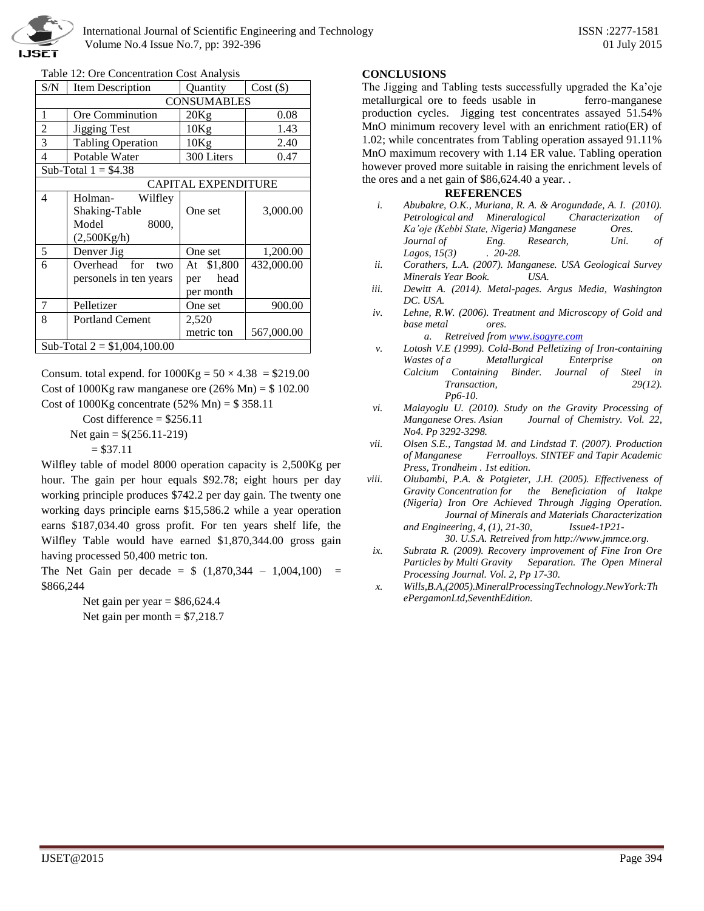Table 12: Ore Concentration Cost Analysis

| S/N | Item Description | Quantity | Cost ($) |
|---|---|---|---|
| CONSUMABLES | | | |
| 1 | Ore Comminution | 20Kg | 0.08 |
| 2 | Jigging Test | 10Kg | 1.43 |
| 3 | Tabling Operation | 10Kg | 2.40 |
| 4 | Potable Water | 300 Liters | 0.47 |
| Sub-Total 1 = $4.38 | | | |
| CAPITAL EXPENDITURE | | | |
| 4 | Holman- Wilfley Shaking-Table Model 8000, (2,500Kg/h) | One set | 3,000.00 |
| 5 | Denver Jig | One set | 1,200.00 |
| 6 | Overhead for two personels in ten years | At $1,800 per head per month | 432,000.00 |
| 7 | Pelletizer | One set | 900.00 |
| 8 | Portland Cement | 2,520 metric ton | 567,000.00 |
| Sub-Total 2 = $1,004,100.00 | | | |

Consum. total expend. for 1000Kg = 50 × 4.38 = $219.00

Cost of 1000Kg raw manganese ore (26% Mn) = $ 102.00

Cost of 1000Kg concentrate (52% Mn) = $ 358.11

Cost difference = $256.11

Net gain = $(256.11-219)

= $37.11

Wilfley table of model 8000 operation capacity is 2,500Kg per hour. The gain per hour equals $92.78; eight hours per day working principle produces $742.2 per day gain. The twenty one working days principle earns $15,586.2 while a year operation earns $187,034.40 gross profit. For ten years shelf life, the Wilfley Table would have earned $1,870,344.00 gross gain having processed 50,400 metric ton.

The Net Gain per decade = $ (1,870,344 – 1,004,100) = $866,244

Net gain per year = $86,624.4

Net gain per month = $7,218.7

## CONCLUSIONS

The Jigging and Tabling tests successfully upgraded the Ka'oje metallurgical ore to feeds usable in ferro-manganese production cycles. Jigging test concentrates assayed 51.54% MnO minimum recovery level with an enrichment ratio(ER) of 1.02; while concentrates from Tabling operation assayed 91.11% MnO maximum recovery with 1.14 ER value. Tabling operation however proved more suitable in raising the enrichment levels of the ores and a net gain of $86,624.40 a year. .

## REFERENCES

i. *Abubakre, O.K., Muriana, R. A. & Arogundade, A. I. (2010). Petrological and Mineralogical Characterization of Ka'oje (Kebbi State, Nigeria) Manganese Ores. Journal of Eng. Research, Uni. of Lagos, 15(3) . 20-28.*

ii. *Corathers, L.A. (2007). Manganese. USA Geological Survey Minerals Year Book. USA.*

iii. *Dewitt A. (2014). Metal-pages. Argus Media, Washington DC. USA.*

iv. *Lehne, R.W. (2006). Treatment and Microscopy of Gold and base metal ores.*
   a. *Retreived from www.isogyre.com*

v. *Lotosh V.E (1999). Cold-Bond Pelletizing of Iron-containing Wastes of a Metallurgical Enterprise on Calcium Containing Binder. Journal of Steel in Transaction, 29(12). Pp6-10.*

vi. *Malayoglu U. (2010). Study on the Gravity Processing of Manganese Ores. Asian Journal of Chemistry. Vol. 22, No4. Pp 3292-3298.*

vii. *Olsen S.E., Tangstad M. and Lindstad T. (2007). Production of Manganese Ferroalloys. SINTEF and Tapir Academic Press, Trondheim . 1st edition.*

viii. *Olubambi, P.A. & Potgieter, J.H. (2005). Effectiveness of Gravity Concentration for the Beneficiation of Itakpe (Nigeria) Iron Ore Achieved Through Jigging Operation. Journal of Minerals and Materials Characterization and Engineering, 4, (1), 21-30, Issue4-1P21-30. U.S.A. Retreived from http://www.jmmce.org.*

ix. *Subrata R. (2009). Recovery improvement of Fine Iron Ore Particles by Multi Gravity Separation. The Open Mineral Processing Journal. Vol. 2, Pp 17-30.*

x. *Wills,B.A,(2005).MineralProcessingTechnology.NewYork:ThePergamonLtd,SeventhEdition.*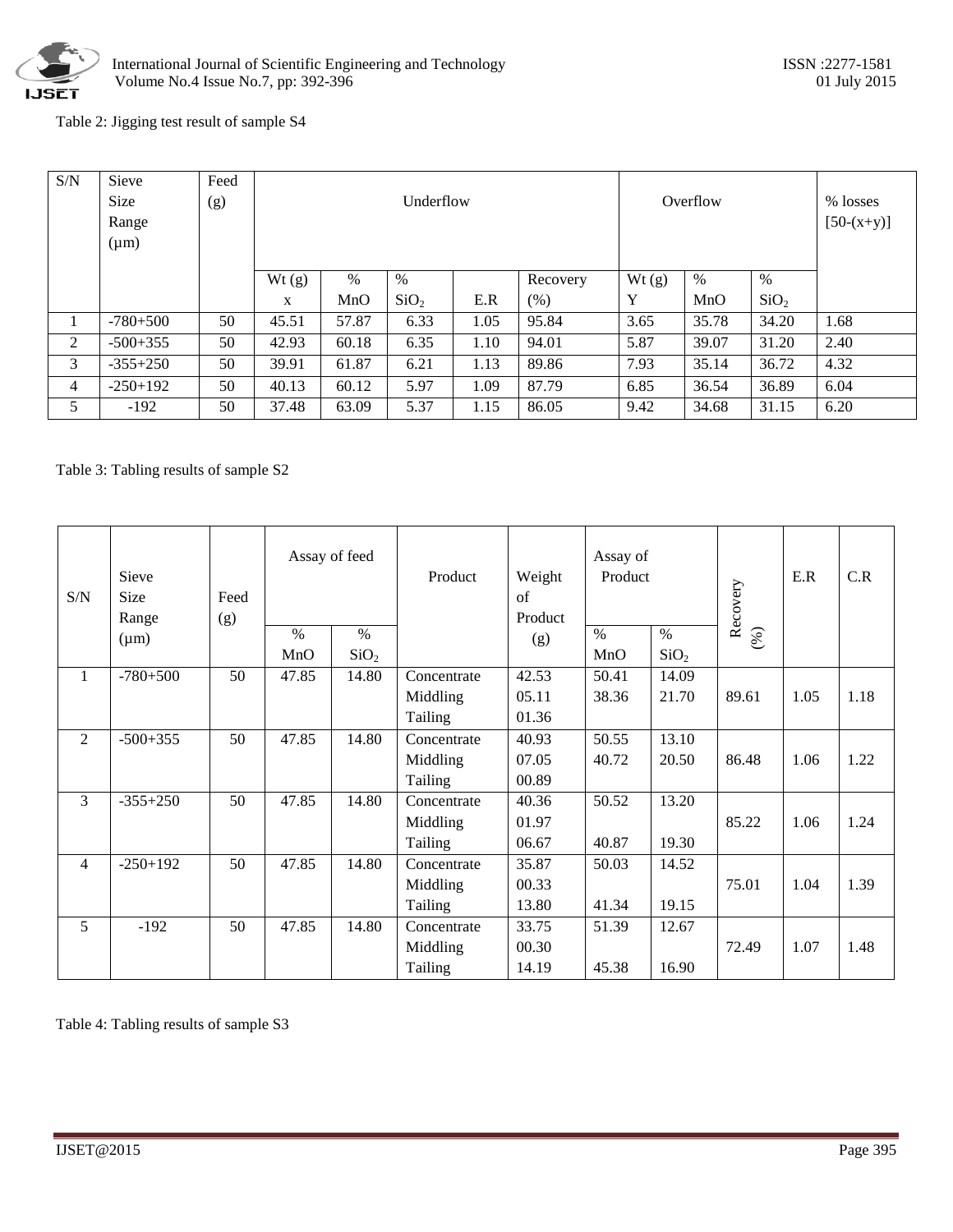Table 2: Jigging test result of sample S4

| S/N | Sieve Size Range (μm) | Feed (g) | Underflow | | | | | Overflow | | | % losses [50-(x+y)] |
|---|---|---|---|---|---|---|---|---|---|---|---|
| | | | Wt (g) x | % MnO | % $SiO_2$ | E.R | Recovery (%) | Wt (g) Y | % MnO | % $SiO_2$ | |
| 1 | -780+500 | 50 | 45.51 | 57.87 | 6.33 | 1.05 | 95.84 | 3.65 | 35.78 | 34.20 | 1.68 |
| 2 | -500+355 | 50 | 42.93 | 60.18 | 6.35 | 1.10 | 94.01 | 5.87 | 39.07 | 31.20 | 2.40 |
| 3 | -355+250 | 50 | 39.91 | 61.87 | 6.21 | 1.13 | 89.86 | 7.93 | 35.14 | 36.72 | 4.32 |
| 4 | -250+192 | 50 | 40.13 | 60.12 | 5.97 | 1.09 | 87.79 | 6.85 | 36.54 | 36.89 | 6.04 |
| 5 | -192 | 50 | 37.48 | 63.09 | 5.37 | 1.15 | 86.05 | 9.42 | 34.68 | 31.15 | 6.20 |

Table 3: Tabling results of sample S2

| S/N | Sieve Size Range (μm) | Feed (g) | Assay of feed | | Product | Weight of Product (g) | Assay of Product | | Recovery (%) | E.R | C.R |
|---|---|---|---|---|---|---|---|---|---|---|---|
| | | | % MnO | % $SiO_2$ | | | % MnO | % $SiO_2$ | | | |
| 1 | -780+500 | 50 | 47.85 | 14.80 | Concentrate<br>Middling<br>Tailing | 42.53<br>05.11<br>01.36 | 50.41<br>38.36 | 14.09<br>21.70 | 89.61 | 1.05 | 1.18 |
| 2 | -500+355 | 50 | 47.85 | 14.80 | Concentrate<br>Middling<br>Tailing | 40.93<br>07.05<br>00.89 | 50.55<br>40.72 | 13.10<br>20.50 | 86.48 | 1.06 | 1.22 |
| 3 | -355+250 | 50 | 47.85 | 14.80 | Concentrate<br>Middling<br>Tailing | 40.36<br>01.97<br>06.67 | 50.52<br><br>40.87 | 13.20<br><br>19.30 | 85.22 | 1.06 | 1.24 |
| 4 | -250+192 | 50 | 47.85 | 14.80 | Concentrate<br>Middling<br>Tailing | 35.87<br>00.33<br>13.80 | 50.03<br><br>41.34 | 14.52<br><br>19.15 | 75.01 | 1.04 | 1.39 |
| 5 | -192 | 50 | 47.85 | 14.80 | Concentrate<br>Middling<br>Tailing | 33.75<br>00.30<br>14.19 | 51.39<br><br>45.38 | 12.67<br><br>16.90 | 72.49 | 1.07 | 1.48 |

Table 4: Tabling results of sample S3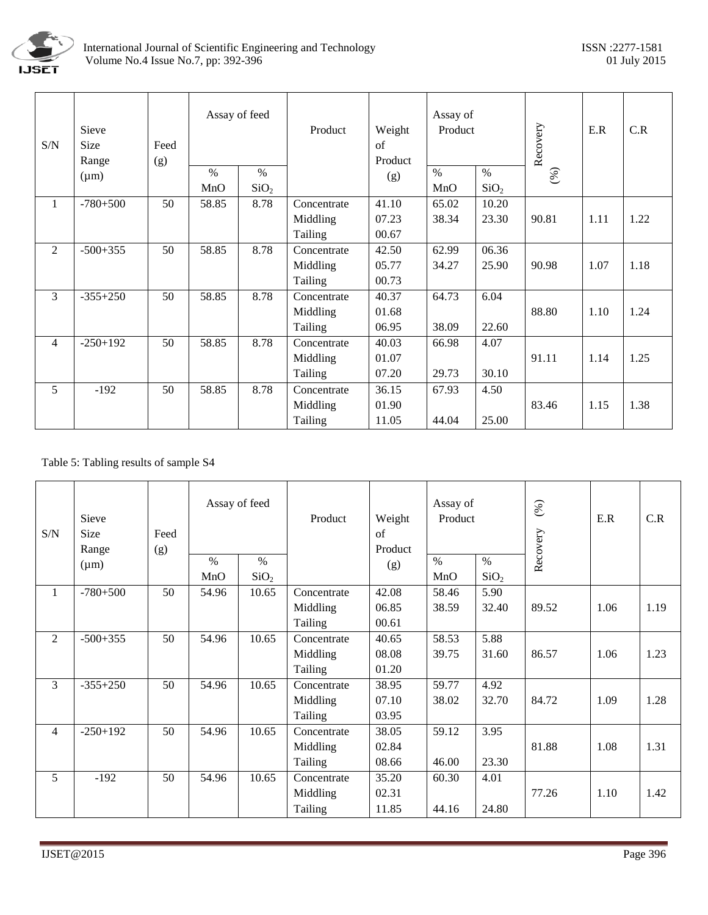| S/N | Sieve Size Range (μm) | Feed (g) | Assay of feed | | Product | Weight of Product (g) | Assay of Product | | Recovery (%) | E.R | C.R |
|---|---|---|---|---|---|---|---|---|---|---|---|
| | | | % MnO | % $SiO_2$ | | | % MnO | % $SiO_2$ | | | |
| 1 | -780+500 | 50 | 58.85 | 8.78 | Concentrate<br>Middling<br>Tailing | 41.10<br>07.23<br>00.67 | 65.02<br>38.34 | 10.20<br>23.30 | 90.81 | 1.11 | 1.22 |
| 2 | -500+355 | 50 | 58.85 | 8.78 | Concentrate<br>Middling<br>Tailing | 42.50<br>05.77<br>00.73 | 62.99<br>34.27 | 06.36<br>25.90 | 90.98 | 1.07 | 1.18 |
| 3 | -355+250 | 50 | 58.85 | 8.78 | Concentrate<br>Middling<br>Tailing | 40.37<br>01.68<br>06.95 | 64.73<br><br>38.09 | 6.04<br><br>22.60 | 88.80 | 1.10 | 1.24 |
| 4 | -250+192 | 50 | 58.85 | 8.78 | Concentrate<br>Middling<br>Tailing | 40.03<br>01.07<br>07.20 | 66.98<br><br>29.73 | 4.07<br><br>30.10 | 91.11 | 1.14 | 1.25 |
| 5 | -192 | 50 | 58.85 | 8.78 | Concentrate<br>Middling<br>Tailing | 36.15<br>01.90<br>11.05 | 67.93<br><br>44.04 | 4.50<br><br>25.00 | 83.46 | 1.15 | 1.38 |

Table 5: Tabling results of sample S4

| S/N | Sieve Size Range (μm) | Feed (g) | Assay of feed | | Product | Weight of Product (g) | Assay of Product | | Recovery (%) | E.R | C.R |
|---|---|---|---|---|---|---|---|---|---|---|---|
| | | | % MnO | % $SiO_2$ | | | % MnO | % $SiO_2$ | | | |
| 1 | -780+500 | 50 | 54.96 | 10.65 | Concentrate<br>Middling<br>Tailing | 42.08<br>06.85<br>00.61 | 58.46<br>38.59 | 5.90<br>32.40 | 89.52 | 1.06 | 1.19 |
| 2 | -500+355 | 50 | 54.96 | 10.65 | Concentrate<br>Middling<br>Tailing | 40.65<br>08.08<br>01.20 | 58.53<br>39.75 | 5.88<br>31.60 | 86.57 | 1.06 | 1.23 |
| 3 | -355+250 | 50 | 54.96 | 10.65 | Concentrate<br>Middling<br>Tailing | 38.95<br>07.10<br>03.95 | 59.77<br>38.02 | 4.92<br>32.70 | 84.72 | 1.09 | 1.28 |
| 4 | -250+192 | 50 | 54.96 | 10.65 | Concentrate<br>Middling<br>Tailing | 38.05<br>02.84<br>08.66 | 59.12<br><br>46.00 | 3.95<br><br>23.30 | 81.88 | 1.08 | 1.31 |
| 5 | -192 | 50 | 54.96 | 10.65 | Concentrate<br>Middling<br>Tailing | 35.20<br>02.31<br>11.85 | 60.30<br><br>44.16 | 4.01<br><br>24.80 | 77.26 | 1.10 | 1.42 |